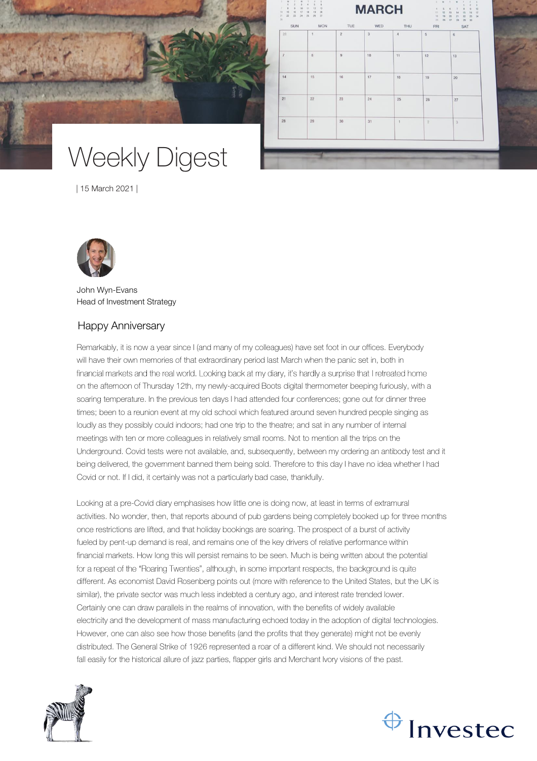# Weekly Digest

| 15 March 2021 |

John Wyn-Evans
Head of Investment Strategy

## Happy Anniversary

Remarkably, it is now a year since I (and many of my colleagues) have set foot in our offices. Everybody will have their own memories of that extraordinary period last March when the panic set in, both in financial markets and the real world. Looking back at my diary, it's hardly a surprise that I retreated home on the afternoon of Thursday 12th, my newly-acquired Boots digital thermometer beeping furiously, with a soaring temperature. In the previous ten days I had attended four conferences; gone out for dinner three times; been to a reunion event at my old school which featured around seven hundred people singing as loudly as they possibly could indoors; had one trip to the theatre; and sat in any number of internal meetings with ten or more colleagues in relatively small rooms. Not to mention all the trips on the Underground. Covid tests were not available, and, subsequently, between my ordering an antibody test and it being delivered, the government banned them being sold. Therefore to this day I have no idea whether I had Covid or not. If I did, it certainly was not a particularly bad case, thankfully.

Looking at a pre-Covid diary emphasises how little one is doing now, at least in terms of extramural activities. No wonder, then, that reports abound of pub gardens being completely booked up for three months once restrictions are lifted, and that holiday bookings are soaring. The prospect of a burst of activity fueled by pent-up demand is real, and remains one of the key drivers of relative performance within financial markets. How long this will persist remains to be seen. Much is being written about the potential for a repeat of the "Roaring Twenties", although, in some important respects, the background is quite different. As economist David Rosenberg points out (more with reference to the United States, but the UK is similar), the private sector was much less indebted a century ago, and interest rate trended lower. Certainly one can draw parallels in the realms of innovation, with the benefits of widely available electricity and the development of mass manufacturing echoed today in the adoption of digital technologies. However, one can also see how those benefits (and the profits that they generate) might not be evenly distributed. The General Strike of 1926 represented a roar of a different kind. We should not necessarily fall easily for the historical allure of jazz parties, flapper girls and Merchant Ivory visions of the past.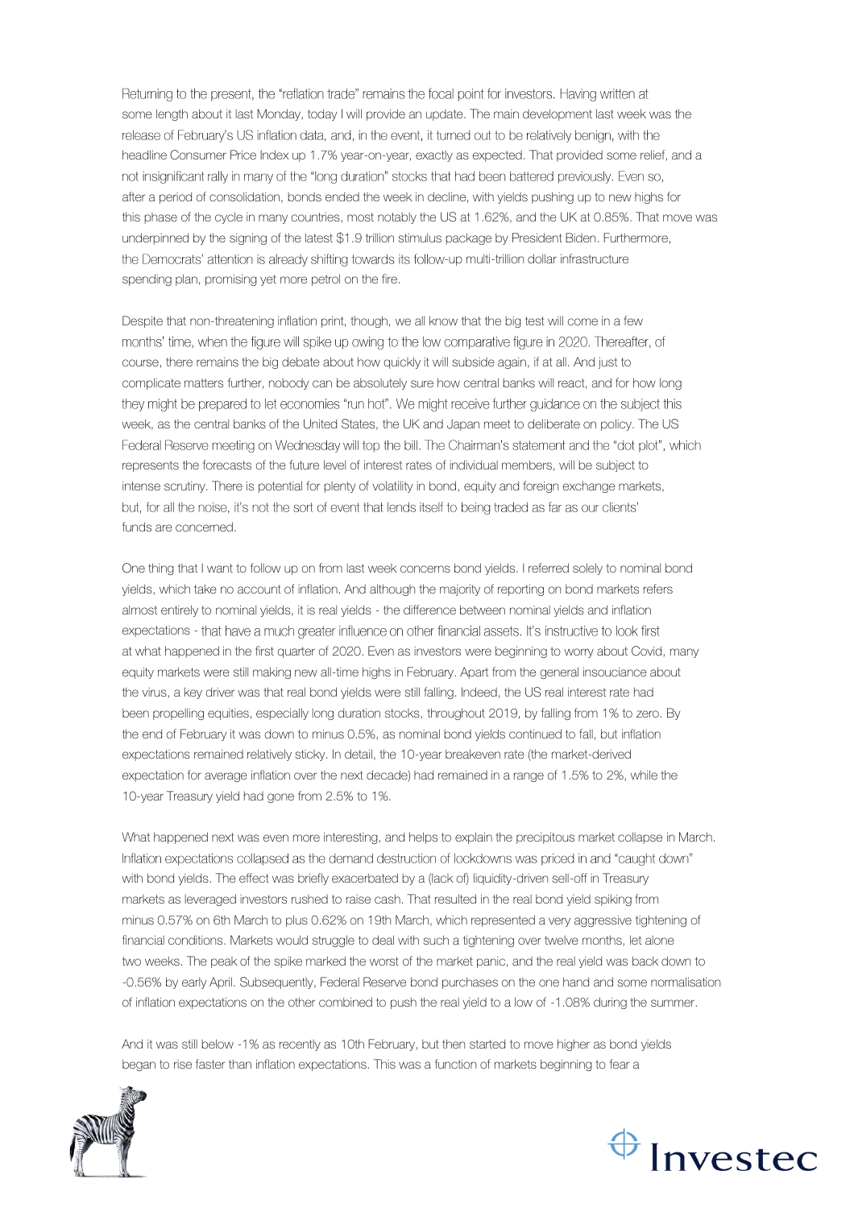Returning to the present, the "reflation trade" remains the focal point for investors. Having written at some length about it last Monday, today I will provide an update. The main development last week was the release of February's US inflation data, and, in the event, it turned out to be relatively benign, with the headline Consumer Price Index up 1.7% year-on-year, exactly as expected. That provided some relief, and a not insignificant rally in many of the "long duration" stocks that had been battered previously. Even so, after a period of consolidation, bonds ended the week in decline, with yields pushing up to new highs for this phase of the cycle in many countries, most notably the US at 1.62%, and the UK at 0.85%. That move was underpinned by the signing of the latest $1.9 trillion stimulus package by President Biden. Furthermore, the Democrats' attention is already shifting towards its follow-up multi-trillion dollar infrastructure spending plan, promising yet more petrol on the fire.

Despite that non-threatening inflation print, though, we all know that the big test will come in a few months' time, when the figure will spike up owing to the low comparative figure in 2020. Thereafter, of course, there remains the big debate about how quickly it will subside again, if at all. And just to complicate matters further, nobody can be absolutely sure how central banks will react, and for how long they might be prepared to let economies "run hot". We might receive further guidance on the subject this week, as the central banks of the United States, the UK and Japan meet to deliberate on policy. The US Federal Reserve meeting on Wednesday will top the bill. The Chairman's statement and the "dot plot", which represents the forecasts of the future level of interest rates of individual members, will be subject to intense scrutiny. There is potential for plenty of volatility in bond, equity and foreign exchange markets, but, for all the noise, it's not the sort of event that lends itself to being traded as far as our clients' funds are concerned.

One thing that I want to follow up on from last week concerns bond yields. I referred solely to nominal bond yields, which take no account of inflation. And although the majority of reporting on bond markets refers almost entirely to nominal yields, it is real yields - the difference between nominal yields and inflation expectations - that have a much greater influence on other financial assets. It's instructive to look first at what happened in the first quarter of 2020. Even as investors were beginning to worry about Covid, many equity markets were still making new all-time highs in February. Apart from the general insouciance about the virus, a key driver was that real bond yields were still falling. Indeed, the US real interest rate had been propelling equities, especially long duration stocks, throughout 2019, by falling from 1% to zero. By the end of February it was down to minus 0.5%, as nominal bond yields continued to fall, but inflation expectations remained relatively sticky. In detail, the 10-year breakeven rate (the market-derived expectation for average inflation over the next decade) had remained in a range of 1.5% to 2%, while the 10-year Treasury yield had gone from 2.5% to 1%.

What happened next was even more interesting, and helps to explain the precipitous market collapse in March. Inflation expectations collapsed as the demand destruction of lockdowns was priced in and "caught down" with bond yields. The effect was briefly exacerbated by a (lack of) liquidity-driven sell-off in Treasury markets as leveraged investors rushed to raise cash. That resulted in the real bond yield spiking from minus 0.57% on 6th March to plus 0.62% on 19th March, which represented a very aggressive tightening of financial conditions. Markets would struggle to deal with such a tightening over twelve months, let alone two weeks. The peak of the spike marked the worst of the market panic, and the real yield was back down to -0.56% by early April. Subsequently, Federal Reserve bond purchases on the one hand and some normalisation of inflation expectations on the other combined to push the real yield to a low of -1.08% during the summer.

And it was still below -1% as recently as 10th February, but then started to move higher as bond yields began to rise faster than inflation expectations. This was a function of markets beginning to fear a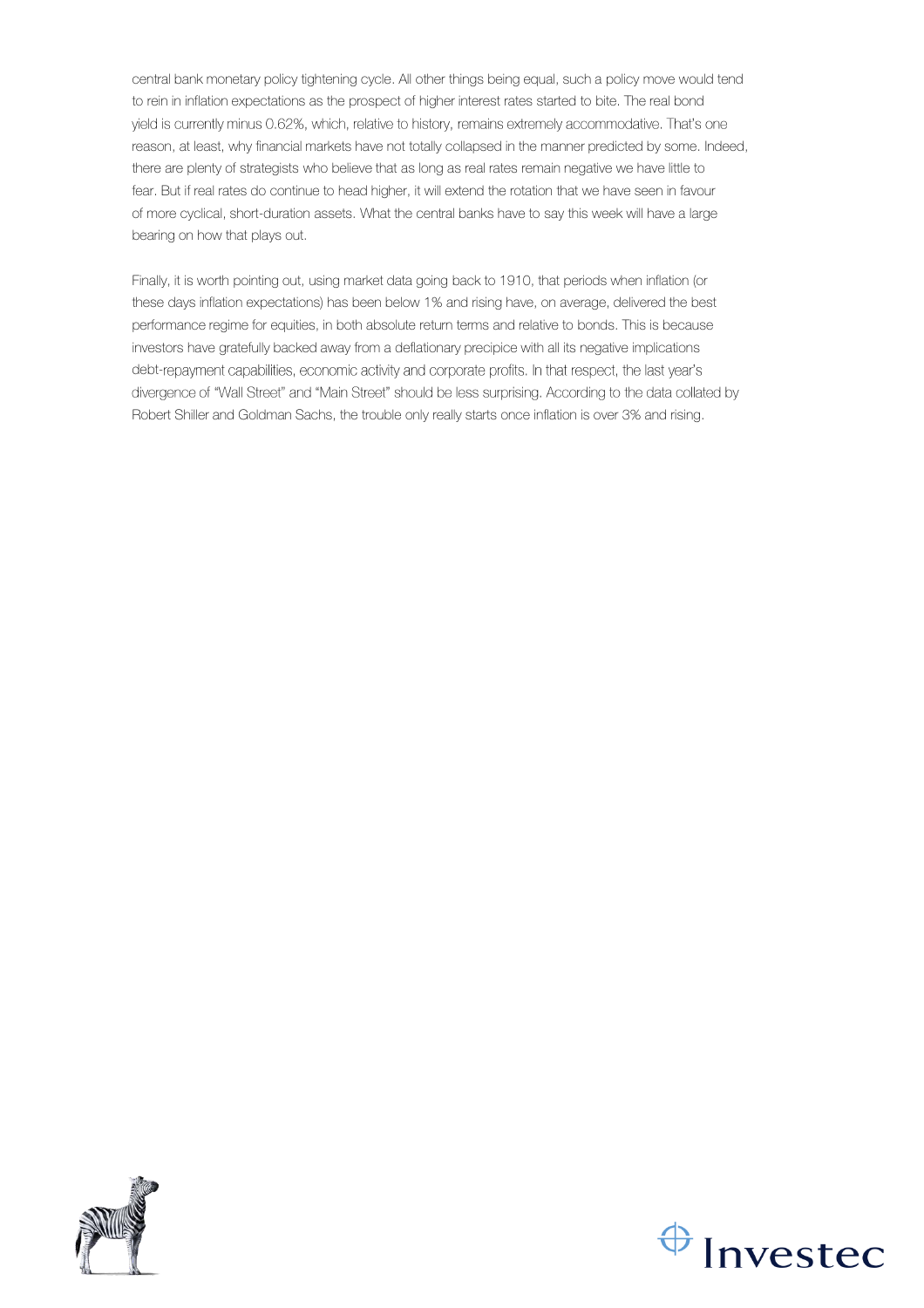central bank monetary policy tightening cycle. All other things being equal, such a policy move would tend to rein in inflation expectations as the prospect of higher interest rates started to bite. The real bond yield is currently minus 0.62%, which, relative to history, remains extremely accommodative. That's one reason, at least, why financial markets have not totally collapsed in the manner predicted by some. Indeed, there are plenty of strategists who believe that as long as real rates remain negative we have little to fear. But if real rates do continue to head higher, it will extend the rotation that we have seen in favour of more cyclical, short-duration assets. What the central banks have to say this week will have a large bearing on how that plays out.

Finally, it is worth pointing out, using market data going back to 1910, that periods when inflation (or these days inflation expectations) has been below 1% and rising have, on average, delivered the best performance regime for equities, in both absolute return terms and relative to bonds. This is because investors have gratefully backed away from a deflationary precipice with all its negative implications debt-repayment capabilities, economic activity and corporate profits. In that respect, the last year's divergence of "Wall Street" and "Main Street" should be less surprising. According to the data collated by Robert Shiller and Goldman Sachs, the trouble only really starts once inflation is over 3% and rising.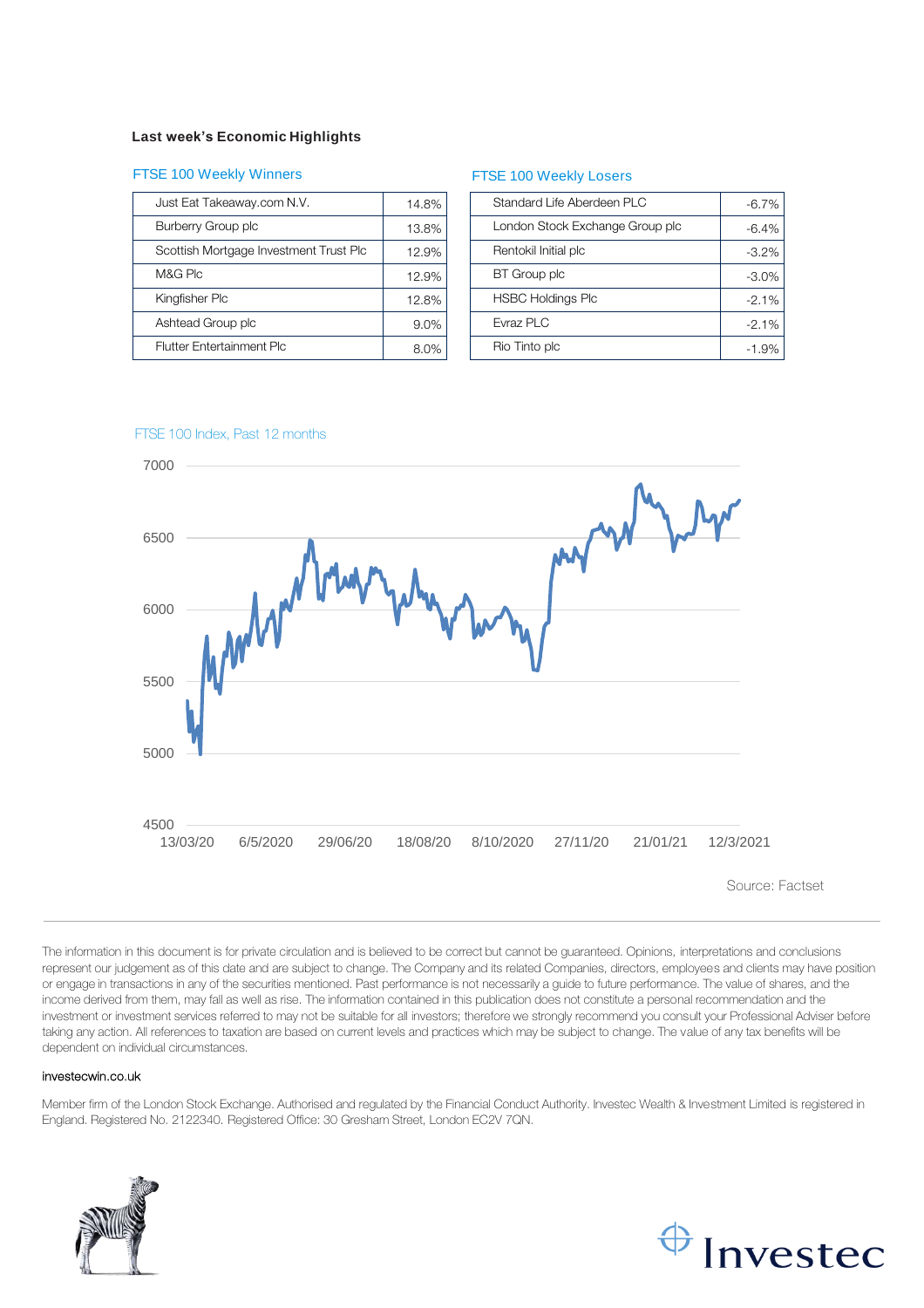**Last week's Economic Highlights**

FTSE 100 Weekly Winners

| | |
|---|---|
| Just Eat Takeaway.com N.V. | 14.8% |
| Burberry Group plc | 13.8% |
| Scottish Mortgage Investment Trust Plc | 12.9% |
| M&G Plc | 12.9% |
| Kingfisher Plc | 12.8% |
| Ashtead Group plc | 9.0% |
| Flutter Entertainment Plc | 8.0% |

FTSE 100 Weekly Losers

| | |
|---|---|
| Standard Life Aberdeen PLC | -6.7% |
| London Stock Exchange Group plc | -6.4% |
| Rentokil Initial plc | -3.2% |
| BT Group plc | -3.0% |
| HSBC Holdings Plc | -2.1% |
| Evraz PLC | -2.1% |
| Rio Tinto plc | -1.9% |

FTSE 100 Index, Past 12 months

7000
6500
6000
5500
5000
4500

13/03/20 6/5/2020 29/06/20 18/08/20 8/10/2020 27/11/20 21/01/21 12/3/2021

Source: Factset

The information in this document is for private circulation and is believed to be correct but cannot be guaranteed. Opinions, interpretations and conclusions represent our judgement as of this date and are subject to change. The Company and its related Companies, directors, employees and clients may have positions or engage in transactions in any of the securities mentioned. Past performance is not necessarily a guide to future performance. The value of shares, and the income derived from them, may fall as well as rise. The information contained in this publication does not constitute a personal recommendation and the investment or investment services referred to may not be suitable for all investors; therefore we strongly recommend you consult your Professional Adviser before taking any action. All references to taxation are based on current levels and practices which may be subject to change. The value of any tax benefits will be dependent on individual circumstances.

investecwin.co.uk

Member firm of the London Stock Exchange. Authorised and regulated by the Financial Conduct Authority. Investec Wealth & Investment Limited is registered in England. Registered No. 2122340. Registered Office: 30 Gresham Street, London EC2V 7QN.

Investec